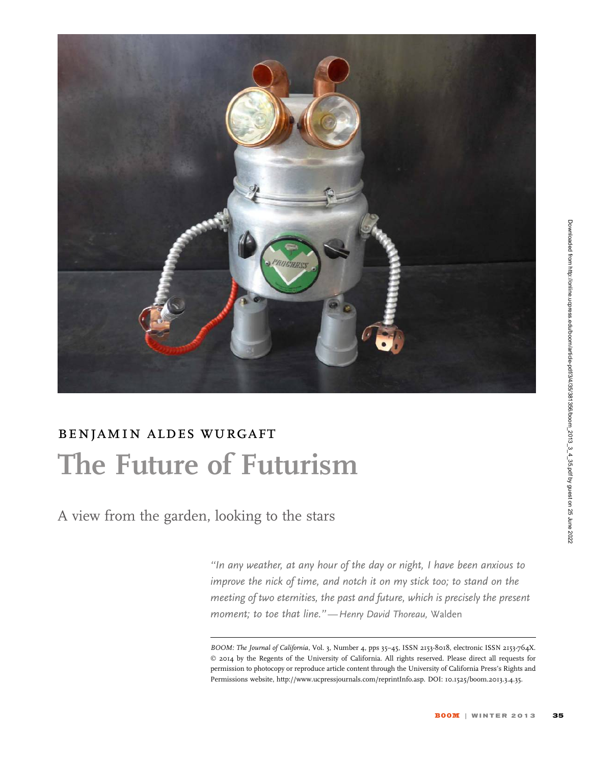BENJAMIN ALDES WURGAFT

# The Future of Futurism

A view from the garden, looking to the stars

*"In any weather, at any hour of the day or night, I have been anxious to improve the nick of time, and notch it on my stick too; to stand on the meeting of two eternities, the past and future, which is precisely the present moment; to toe that line."* —*Henry David Thoreau,* Walden

*BOOM: The Journal of California*, Vol. 3, Number 4, pps 35–45, ISSN 2153-8018, electronic ISSN 2153-764X. © 2014 by the Regents of the University of California. All rights reserved. Please direct all requests for permission to photocopy or reproduce article content through the University of California Press's Rights and Permissions website, http://www.ucpressjournals.com/reprintInfo.asp. DOI: 10.1525/boom.2013.3.4.35.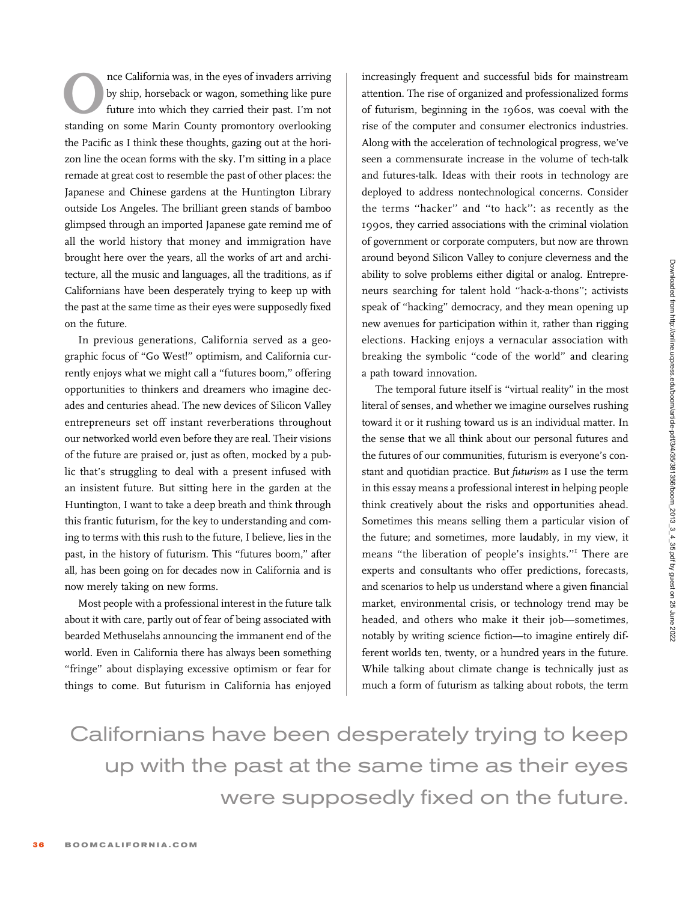Once California was, in the eyes of invaders arriving by ship, horseback or wagon, something like pure future into which they carried their past. I'm not standing on some Marin County promontory overlooking the Pacific as I think these thoughts, gazing out at the horizon line the ocean forms with the sky. I'm sitting in a place remade at great cost to resemble the past of other places: the Japanese and Chinese gardens at the Huntington Library outside Los Angeles. The brilliant green stands of bamboo glimpsed through an imported Japanese gate remind me of all the world history that money and immigration have brought here over the years, all the works of art and architecture, all the music and languages, all the traditions, as if Californians have been desperately trying to keep up with the past at the same time as their eyes were supposedly fixed on the future.

In previous generations, California served as a geographic focus of "Go West!" optimism, and California currently enjoys what we might call a "futures boom," offering opportunities to thinkers and dreamers who imagine decades and centuries ahead. The new devices of Silicon Valley entrepreneurs set off instant reverberations throughout our networked world even before they are real. Their visions of the future are praised or, just as often, mocked by a public that's struggling to deal with a present infused with an insistent future. But sitting here in the garden at the Huntington, I want to take a deep breath and think through this frantic futurism, for the key to understanding and coming to terms with this rush to the future, I believe, lies in the past, in the history of futurism. This "futures boom," after all, has been going on for decades now in California and is now merely taking on new forms.

Most people with a professional interest in the future talk about it with care, partly out of fear of being associated with bearded Methuselahs announcing the immanent end of the world. Even in California there has always been something "fringe" about displaying excessive optimism or fear for things to come. But futurism in California has enjoyed increasingly frequent and successful bids for mainstream attention. The rise of organized and professionalized forms of futurism, beginning in the 1960s, was coeval with the rise of the computer and consumer electronics industries. Along with the acceleration of technological progress, we've seen a commensurate increase in the volume of tech-talk and futures-talk. Ideas with their roots in technology are deployed to address nontechnological concerns. Consider the terms "hacker" and "to hack": as recently as the 1990s, they carried associations with the criminal violation of government or corporate computers, but now are thrown around beyond Silicon Valley to conjure cleverness and the ability to solve problems either digital or analog. Entrepreneurs searching for talent hold "hack-a-thons"; activists speak of "hacking" democracy, and they mean opening up new avenues for participation within it, rather than rigging elections. Hacking enjoys a vernacular association with breaking the symbolic "code of the world" and clearing a path toward innovation.

The temporal future itself is "virtual reality" in the most literal of senses, and whether we imagine ourselves rushing toward it or it rushing toward us is an individual matter. In the sense that we all think about our personal futures and the futures of our communities, futurism is everyone's constant and quotidian practice. But *futurism* as I use the term in this essay means a professional interest in helping people think creatively about the risks and opportunities ahead. Sometimes this means selling them a particular vision of the future; and sometimes, more laudably, in my view, it means "the liberation of people's insights."[1] There are experts and consultants who offer predictions, forecasts, and scenarios to help us understand where a given financial market, environmental crisis, or technology trend may be headed, and others who make it their job—sometimes, notably by writing science fiction—to imagine entirely different worlds ten, twenty, or a hundred years in the future. While talking about climate change is technically just as much a form of futurism as talking about robots, the term

Californians have been desperately trying to keep up with the past at the same time as their eyes were supposedly fixed on the future.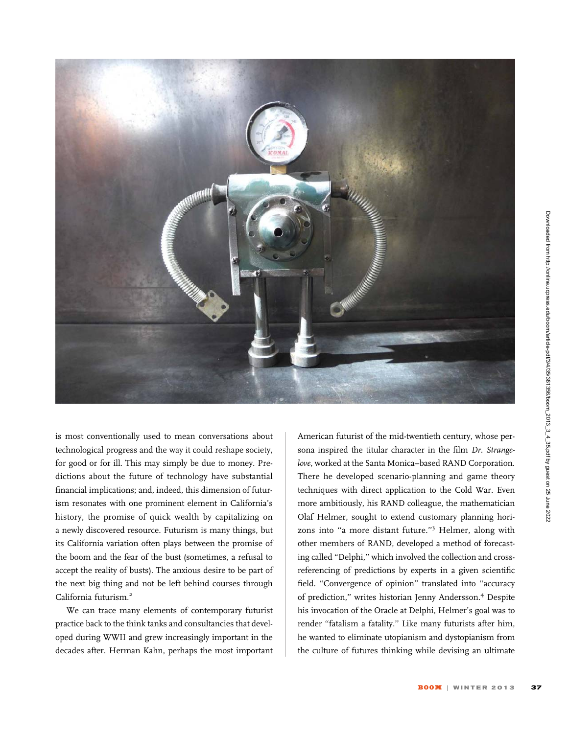is most conventionally used to mean conversations about technological progress and the way it could reshape society, for good or for ill. This may simply be due to money. Predictions about the future of technology have substantial financial implications; and, indeed, this dimension of futurism resonates with one prominent element in California's history, the promise of quick wealth by capitalizing on a newly discovered resource. Futurism is many things, but its California variation often plays between the promise of the boom and the fear of the bust (sometimes, a refusal to accept the reality of busts). The anxious desire to be part of the next big thing and not be left behind courses through California futurism.[2]

We can trace many elements of contemporary futurist practice back to the think tanks and consultancies that developed during WWII and grew increasingly important in the decades after. Herman Kahn, perhaps the most important American futurist of the mid-twentieth century, whose persona inspired the titular character in the film *Dr. Strangelove*, worked at the Santa Monica–based RAND Corporation. There he developed scenario-planning and game theory techniques with direct application to the Cold War. Even more ambitiously, his RAND colleague, the mathematician Olaf Helmer, sought to extend customary planning horizons into "a more distant future."[3] Helmer, along with other members of RAND, developed a method of forecasting called "Delphi," which involved the collection and cross-referencing of predictions by experts in a given scientific field. "Convergence of opinion" translated into "accuracy of prediction," writes historian Jenny Andersson.[4] Despite his invocation of the Oracle at Delphi, Helmer's goal was to render "fatalism a fatality." Like many futurists after him, he wanted to eliminate utopianism and dystopianism from the culture of futures thinking while devising an ultimate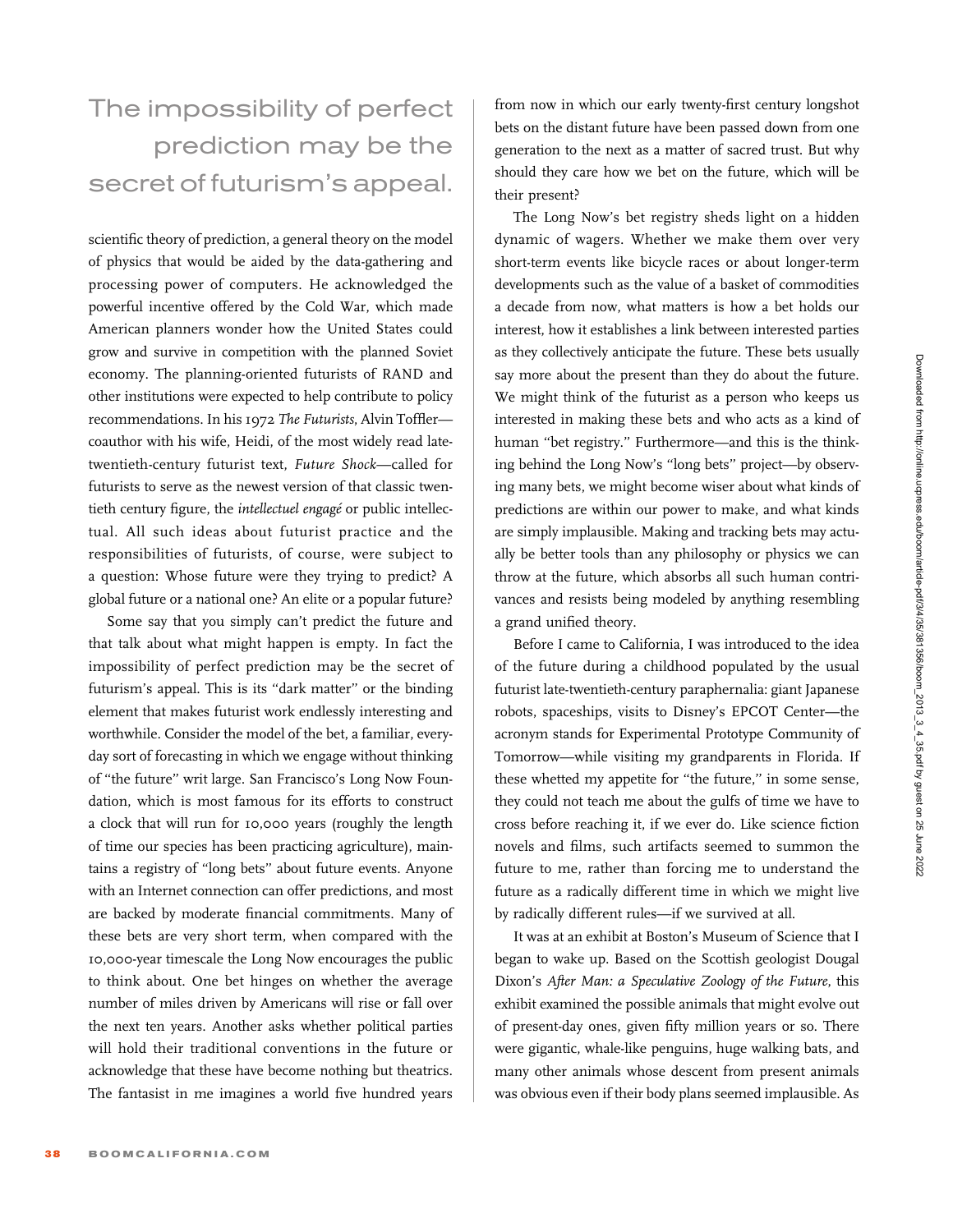> The impossibility of perfect prediction may be the secret of futurism's appeal.

scientific theory of prediction, a general theory on the model of physics that would be aided by the data-gathering and processing power of computers. He acknowledged the powerful incentive offered by the Cold War, which made American planners wonder how the United States could grow and survive in competition with the planned Soviet economy. The planning-oriented futurists of RAND and other institutions were expected to help contribute to policy recommendations. In his 1972 *The Futurists*, Alvin Toffler—coauthor with his wife, Heidi, of the most widely read late-twentieth-century futurist text, *Future Shock*—called for futurists to serve as the newest version of that classic twentieth century figure, the *intellectuel engagé* or public intellectual. All such ideas about futurist practice and the responsibilities of futurists, of course, were subject to a question: Whose future were they trying to predict? A global future or a national one? An elite or a popular future?

Some say that you simply can't predict the future and that talk about what might happen is empty. In fact the impossibility of perfect prediction may be the secret of futurism's appeal. This is its "dark matter" or the binding element that makes futurist work endlessly interesting and worthwhile. Consider the model of the bet, a familiar, everyday sort of forecasting in which we engage without thinking of "the future" writ large. San Francisco's Long Now Foundation, which is most famous for its efforts to construct a clock that will run for 10,000 years (roughly the length of time our species has been practicing agriculture), maintains a registry of "long bets" about future events. Anyone with an Internet connection can offer predictions, and most are backed by moderate financial commitments. Many of these bets are very short term, when compared with the 10,000-year timescale the Long Now encourages the public to think about. One bet hinges on whether the average number of miles driven by Americans will rise or fall over the next ten years. Another asks whether political parties will hold their traditional conventions in the future or acknowledge that these have become nothing but theatrics. The fantasist in me imagines a world five hundred years from now in which our early twenty-first century longshot bets on the distant future have been passed down from one generation to the next as a matter of sacred trust. But why should they care how we bet on the future, which will be their present?

The Long Now's bet registry sheds light on a hidden dynamic of wagers. Whether we make them over very short-term events like bicycle races or about longer-term developments such as the value of a basket of commodities a decade from now, what matters is how a bet holds our interest, how it establishes a link between interested parties as they collectively anticipate the future. These bets usually say more about the present than they do about the future. We might think of the futurist as a person who keeps us interested in making these bets and who acts as a kind of human "bet registry." Furthermore—and this is the thinking behind the Long Now's "long bets" project—by observing many bets, we might become wiser about what kinds of predictions are within our power to make, and what kinds are simply implausible. Making and tracking bets may actually be better tools than any philosophy or physics we can throw at the future, which absorbs all such human contrivances and resists being modeled by anything resembling a grand unified theory.

Before I came to California, I was introduced to the idea of the future during a childhood populated by the usual futurist late-twentieth-century paraphernalia: giant Japanese robots, spaceships, visits to Disney's EPCOT Center—the acronym stands for Experimental Prototype Community of Tomorrow—while visiting my grandparents in Florida. If these whetted my appetite for "the future," in some sense, they could not teach me about the gulfs of time we have to cross before reaching it, if we ever do. Like science fiction novels and films, such artifacts seemed to summon the future to me, rather than forcing me to understand the future as a radically different time in which we might live by radically different rules—if we survived at all.

It was at an exhibit at Boston's Museum of Science that I began to wake up. Based on the Scottish geologist Dougal Dixon's *After Man: a Speculative Zoology of the Future*, this exhibit examined the possible animals that might evolve out of present-day ones, given fifty million years or so. There were gigantic, whale-like penguins, huge walking bats, and many other animals whose descent from present animals was obvious even if their body plans seemed implausible. As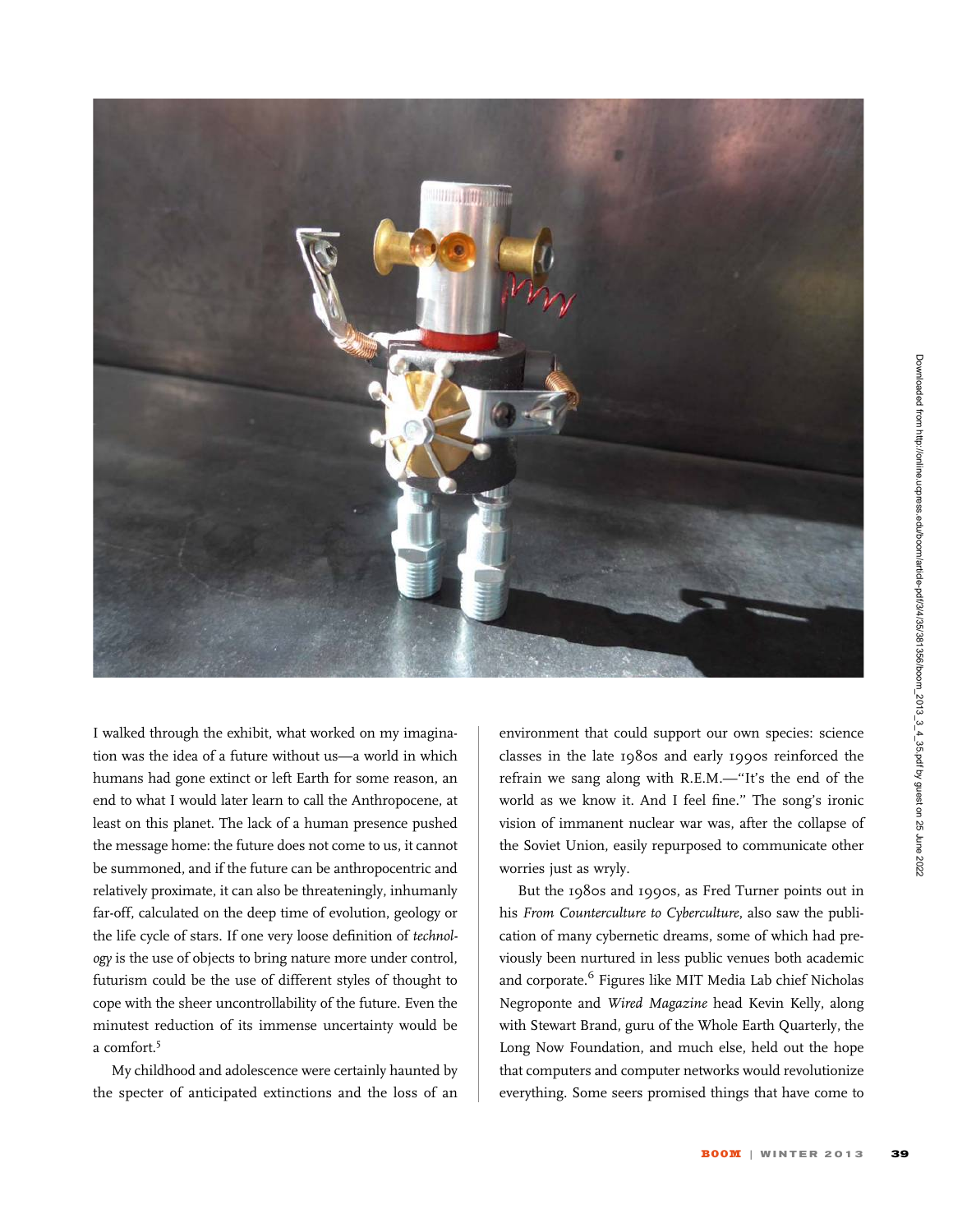I walked through the exhibit, what worked on my imagination was the idea of a future without us—a world in which humans had gone extinct or left Earth for some reason, an end to what I would later learn to call the Anthropocene, at least on this planet. The lack of a human presence pushed the message home: the future does not come to us, it cannot be summoned, and if the future can be anthropocentric and relatively proximate, it can also be threateningly, inhumanly far-off, calculated on the deep time of evolution, geology or the life cycle of stars. If one very loose definition of *technology* is the use of objects to bring nature more under control, futurism could be the use of different styles of thought to cope with the sheer uncontrollability of the future. Even the minutest reduction of its immense uncertainty would be a comfort.[5]

My childhood and adolescence were certainly haunted by the specter of anticipated extinctions and the loss of an environment that could support our own species: science classes in the late 1980s and early 1990s reinforced the refrain we sang along with R.E.M.—"It's the end of the world as we know it. And I feel fine." The song's ironic vision of immanent nuclear war was, after the collapse of the Soviet Union, easily repurposed to communicate other worries just as wryly.

But the 1980s and 1990s, as Fred Turner points out in his *From Counterculture to Cyberculture*, also saw the publication of many cybernetic dreams, some of which had previously been nurtured in less public venues both academic and corporate.[6] Figures like MIT Media Lab chief Nicholas Negroponte and *Wired Magazine* head Kevin Kelly, along with Stewart Brand, guru of the Whole Earth Quarterly, the Long Now Foundation, and much else, held out the hope that computers and computer networks would revolutionize everything. Some seers promised things that have come to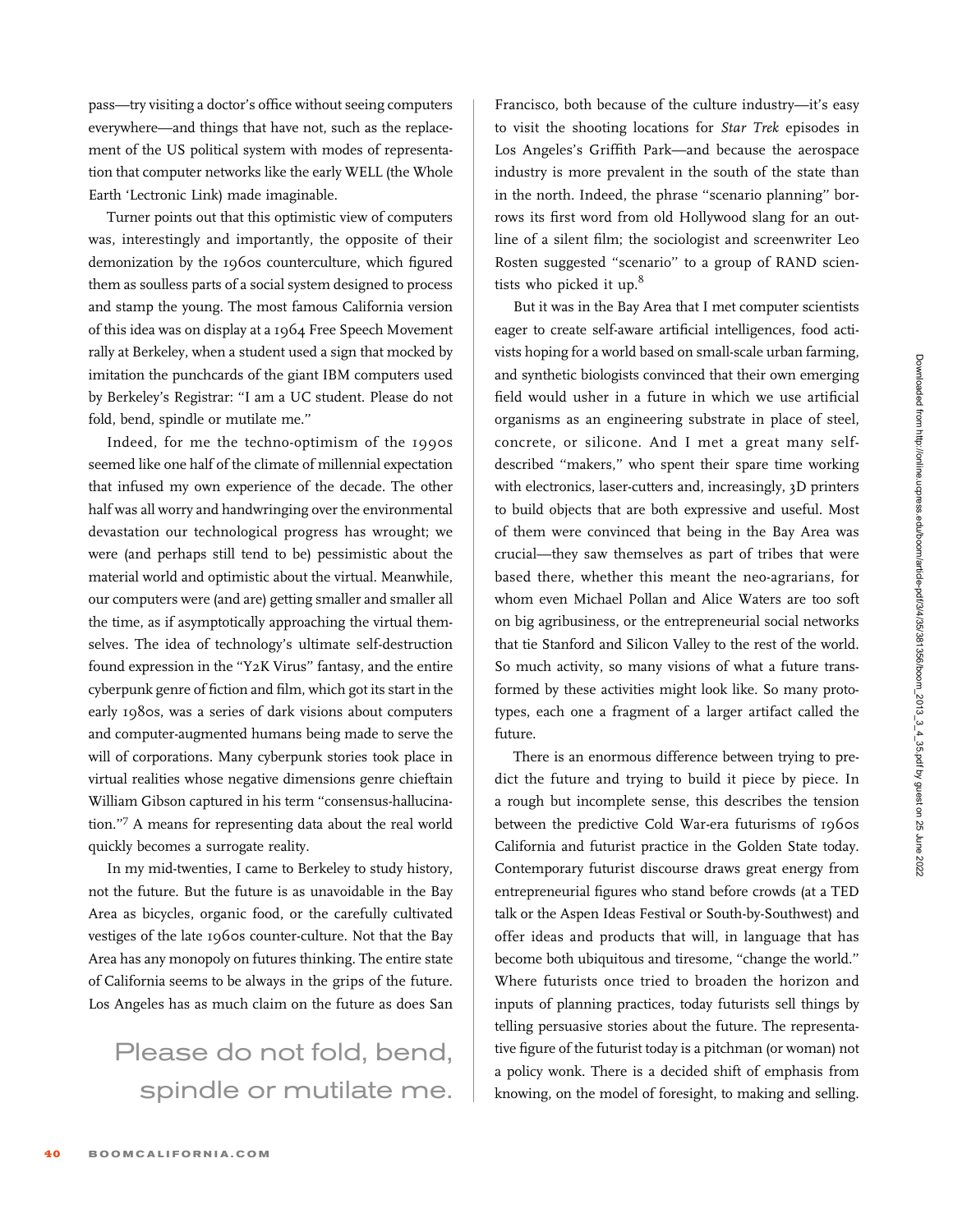pass—try visiting a doctor's office without seeing computers everywhere—and things that have not, such as the replacement of the US political system with modes of representation that computer networks like the early WELL (the Whole Earth 'Lectronic Link) made imaginable.

Turner points out that this optimistic view of computers was, interestingly and importantly, the opposite of their demonization by the 1960s counterculture, which figured them as soulless parts of a social system designed to process and stamp the young. The most famous California version of this idea was on display at a 1964 Free Speech Movement rally at Berkeley, when a student used a sign that mocked by imitation the punchcards of the giant IBM computers used by Berkeley's Registrar: "I am a UC student. Please do not fold, bend, spindle or mutilate me."

Indeed, for me the techno-optimism of the 1990s seemed like one half of the climate of millennial expectation that infused my own experience of the decade. The other half was all worry and handwringing over the environmental devastation our technological progress has wrought; we were (and perhaps still tend to be) pessimistic about the material world and optimistic about the virtual. Meanwhile, our computers were (and are) getting smaller and smaller all the time, as if asymptotically approaching the virtual themselves. The idea of technology's ultimate self-destruction found expression in the "Y2K Virus" fantasy, and the entire cyberpunk genre of fiction and film, which got its start in the early 1980s, was a series of dark visions about computers and computer-augmented humans being made to serve the will of corporations. Many cyberpunk stories took place in virtual realities whose negative dimensions genre chieftain William Gibson captured in his term "consensus-hallucination."[7] A means for representing data about the real world quickly becomes a surrogate reality.

In my mid-twenties, I came to Berkeley to study history, not the future. But the future is as unavoidable in the Bay Area as bicycles, organic food, or the carefully cultivated vestiges of the late 1960s counter-culture. Not that the Bay Area has any monopoly on futures thinking. The entire state of California seems to be always in the grips of the future. Los Angeles has as much claim on the future as does San Francisco, both because of the culture industry—it's easy to visit the shooting locations for *Star Trek* episodes in Los Angeles's Griffith Park—and because the aerospace industry is more prevalent in the south of the state than in the north. Indeed, the phrase "scenario planning" borrows its first word from old Hollywood slang for an outline of a silent film; the sociologist and screenwriter Leo Rosten suggested "scenario" to a group of RAND scientists who picked it up.[8]

> Please do not fold, bend, spindle or mutilate me.

But it was in the Bay Area that I met computer scientists eager to create self-aware artificial intelligences, food activists hoping for a world based on small-scale urban farming, and synthetic biologists convinced that their own emerging field would usher in a future in which we use artificial organisms as an engineering substrate in place of steel, concrete, or silicone. And I met a great many self-described "makers," who spent their spare time working with electronics, laser-cutters and, increasingly, 3D printers to build objects that are both expressive and useful. Most of them were convinced that being in the Bay Area was crucial—they saw themselves as part of tribes that were based there, whether this meant the neo-agrarians, for whom even Michael Pollan and Alice Waters are too soft on big agribusiness, or the entrepreneurial social networks that tie Stanford and Silicon Valley to the rest of the world. So much activity, so many visions of what a future transformed by these activities might look like. So many prototypes, each one a fragment of a larger artifact called the future.

There is an enormous difference between trying to predict the future and trying to build it piece by piece. In a rough but incomplete sense, this describes the tension between the predictive Cold War-era futurisms of 1960s California and futurist practice in the Golden State today. Contemporary futurist discourse draws great energy from entrepreneurial figures who stand before crowds (at a TED talk or the Aspen Ideas Festival or South-by-Southwest) and offer ideas and products that will, in language that has become both ubiquitous and tiresome, "change the world." Where futurists once tried to broaden the horizon and inputs of planning practices, today futurists sell things by telling persuasive stories about the future. The representative figure of the futurist today is a pitchman (or woman) not a policy wonk. There is a decided shift of emphasis from knowing, on the model of foresight, to making and selling.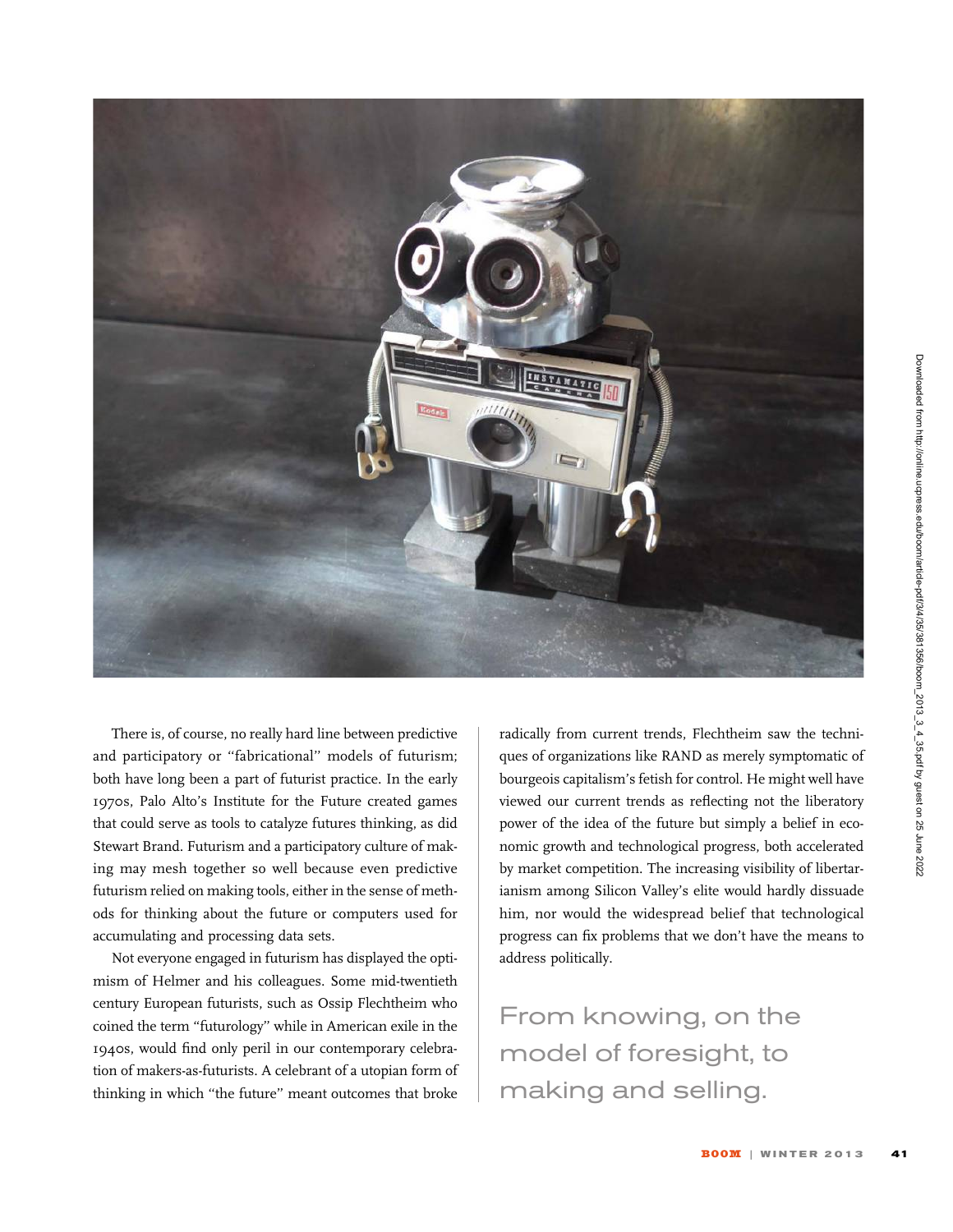There is, of course, no really hard line between predictive and participatory or "fabricational" models of futurism; both have long been a part of futurist practice. In the early 1970s, Palo Alto's Institute for the Future created games that could serve as tools to catalyze futures thinking, as did Stewart Brand. Futurism and a participatory culture of making may mesh together so well because even predictive futurism relied on making tools, either in the sense of methods for thinking about the future or computers used for accumulating and processing data sets.

Not everyone engaged in futurism has displayed the optimism of Helmer and his colleagues. Some mid-twentieth century European futurists, such as Ossip Flechtheim who coined the term "futurology" while in American exile in the 1940s, would find only peril in our contemporary celebration of makers-as-futurists. A celebrant of a utopian form of thinking in which "the future" meant outcomes that broke radically from current trends, Flechtheim saw the techniques of organizations like RAND as merely symptomatic of bourgeois capitalism's fetish for control. He might well have viewed our current trends as reflecting not the liberatory power of the idea of the future but simply a belief in economic growth and technological progress, both accelerated by market competition. The increasing visibility of libertarianism among Silicon Valley's elite would hardly dissuade him, nor would the widespread belief that technological progress can fix problems that we don't have the means to address politically.

From knowing, on the model of foresight, to making and selling.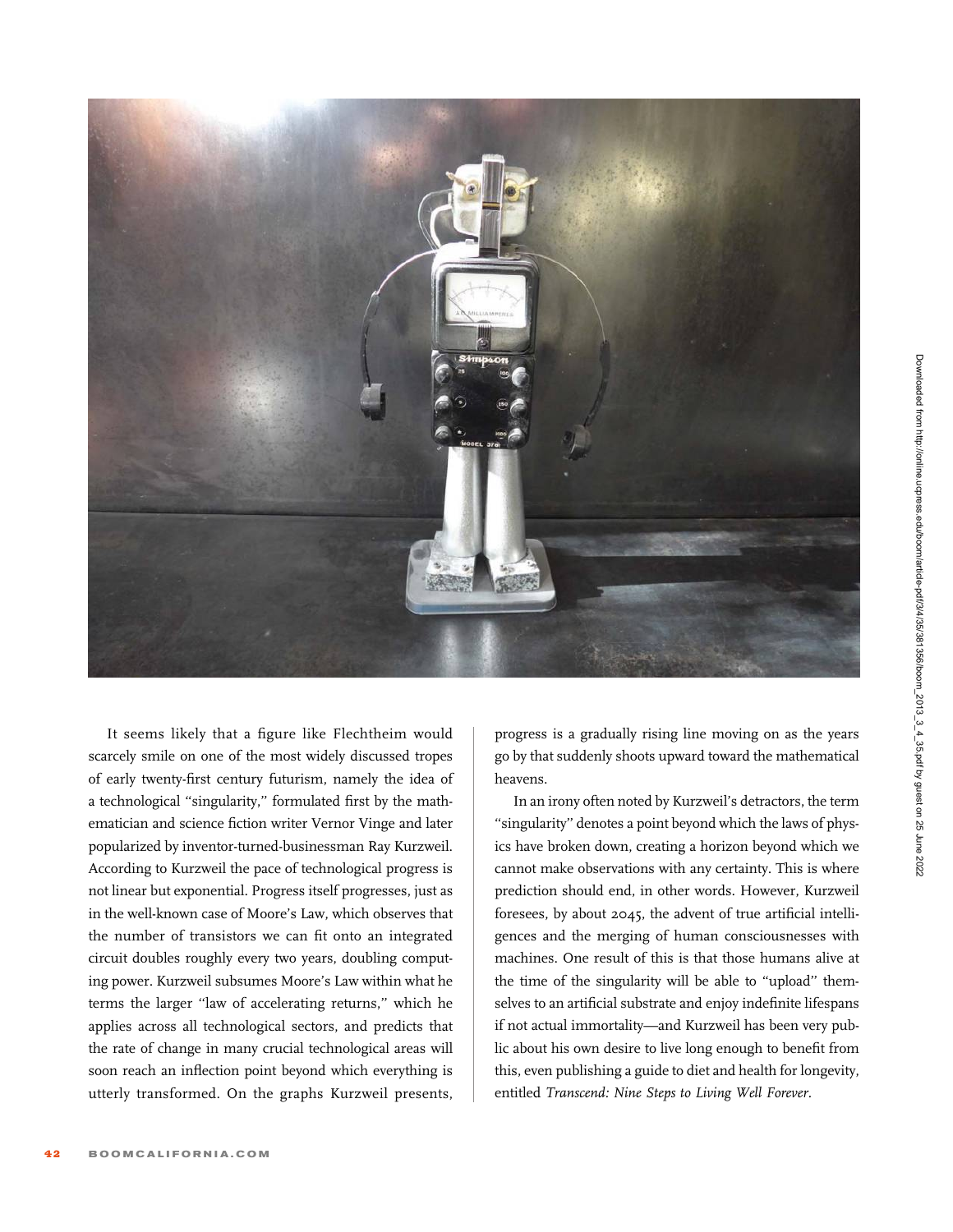It seems likely that a figure like Flechtheim would scarcely smile on one of the most widely discussed tropes of early twenty-first century futurism, namely the idea of a technological "singularity," formulated first by the mathematician and science fiction writer Vernor Vinge and later popularized by inventor-turned-businessman Ray Kurzweil. According to Kurzweil the pace of technological progress is not linear but exponential. Progress itself progresses, just as in the well-known case of Moore's Law, which observes that the number of transistors we can fit onto an integrated circuit doubles roughly every two years, doubling computing power. Kurzweil subsumes Moore's Law within what he terms the larger "law of accelerating returns," which he applies across all technological sectors, and predicts that the rate of change in many crucial technological areas will soon reach an inflection point beyond which everything is utterly transformed. On the graphs Kurzweil presents, progress is a gradually rising line moving on as the years go by that suddenly shoots upward toward the mathematical heavens.

In an irony often noted by Kurzweil's detractors, the term "singularity" denotes a point beyond which the laws of physics have broken down, creating a horizon beyond which we cannot make observations with any certainty. This is where prediction should end, in other words. However, Kurzweil foresees, by about 2045, the advent of true artificial intelligences and the merging of human consciousnesses with machines. One result of this is that those humans alive at the time of the singularity will be able to "upload" themselves to an artificial substrate and enjoy indefinite lifespans if not actual immortality—and Kurzweil has been very public about his own desire to live long enough to benefit from this, even publishing a guide to diet and health for longevity, entitled *Transcend: Nine Steps to Living Well Forever*.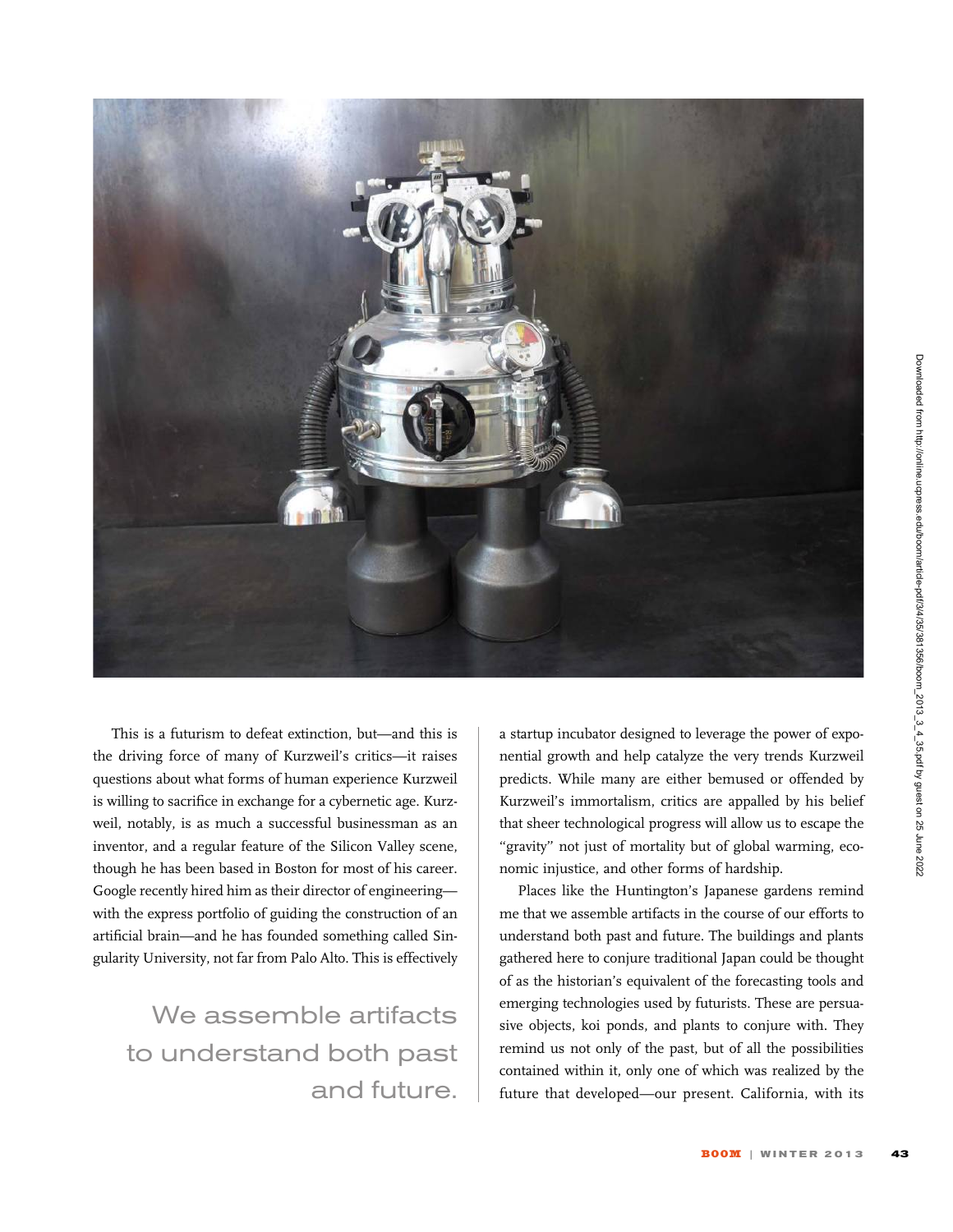This is a futurism to defeat extinction, but—and this is the driving force of many of Kurzweil's critics—it raises questions about what forms of human experience Kurzweil is willing to sacrifice in exchange for a cybernetic age. Kurzweil, notably, is as much a successful businessman as an inventor, and a regular feature of the Silicon Valley scene, though he has been based in Boston for most of his career. Google recently hired him as their director of engineering—with the express portfolio of guiding the construction of an artificial brain—and he has founded something called Singularity University, not far from Palo Alto. This is effectively a startup incubator designed to leverage the power of exponential growth and help catalyze the very trends Kurzweil predicts. While many are either bemused or offended by Kurzweil's immortalism, critics are appalled by his belief that sheer technological progress will allow us to escape the "gravity" not just of mortality but of global warming, economic injustice, and other forms of hardship.

> We assemble artifacts to understand both past and future.

Places like the Huntington's Japanese gardens remind me that we assemble artifacts in the course of our efforts to understand both past and future. The buildings and plants gathered here to conjure traditional Japan could be thought of as the historian's equivalent of the forecasting tools and emerging technologies used by futurists. These are persuasive objects, koi ponds, and plants to conjure with. They remind us not only of the past, but of all the possibilities contained within it, only one of which was realized by the future that developed—our present. California, with its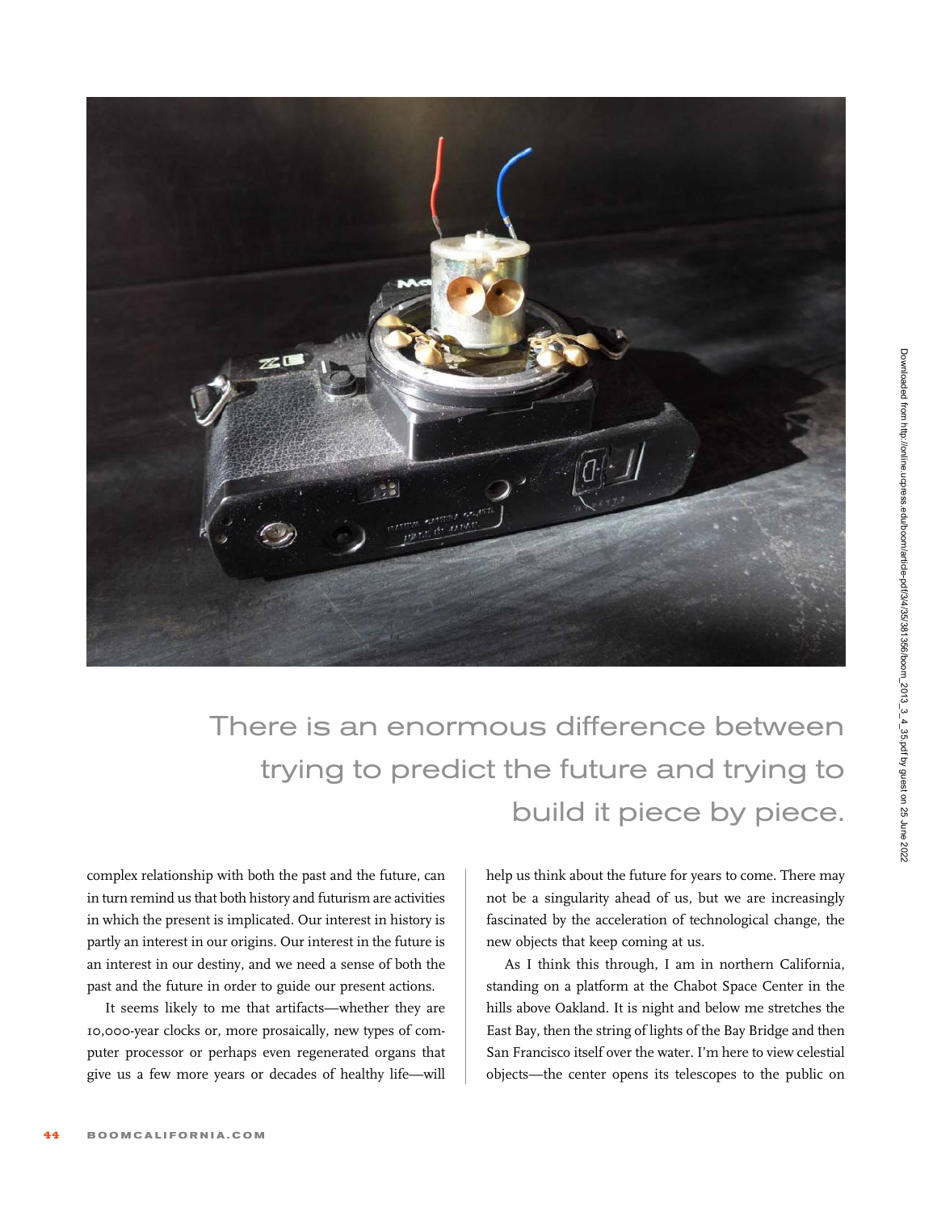There is an enormous difference between trying to predict the future and trying to build it piece by piece.

complex relationship with both the past and the future, can in turn remind us that both history and futurism are activities in which the present is implicated. Our interest in history is partly an interest in our origins. Our interest in the future is an interest in our destiny, and we need a sense of both the past and the future in order to guide our present actions.

It seems likely to me that artifacts—whether they are 10,000-year clocks or, more prosaically, new types of computer processor or perhaps even regenerated organs that give us a few more years or decades of healthy life—will help us think about the future for years to come. There may not be a singularity ahead of us, but we are increasingly fascinated by the acceleration of technological change, the new objects that keep coming at us.

As I think this through, I am in northern California, standing on a platform at the Chabot Space Center in the hills above Oakland. It is night and below me stretches the East Bay, then the string of lights of the Bay Bridge and then San Francisco itself over the water. I'm here to view celestial objects—the center opens its telescopes to the public on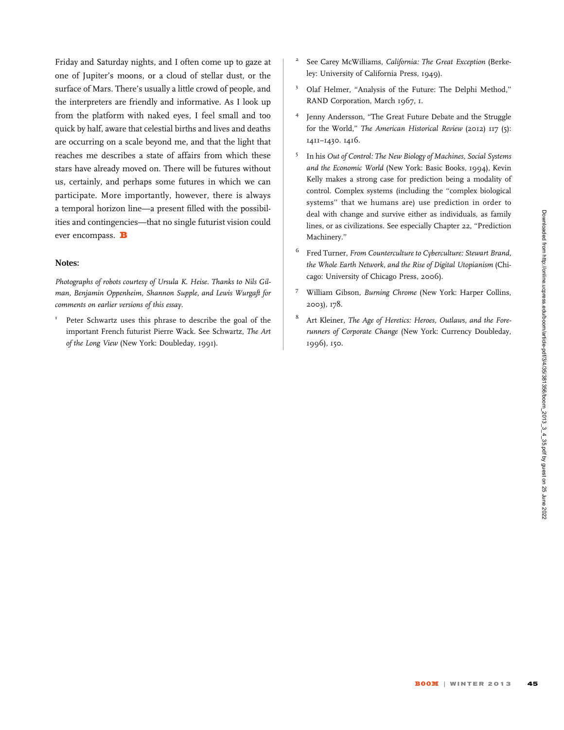Friday and Saturday nights, and I often come up to gaze at one of Jupiter's moons, or a cloud of stellar dust, or the surface of Mars. There's usually a little crowd of people, and the interpreters are friendly and informative. As I look up from the platform with naked eyes, I feel small and too quick by half, aware that celestial births and lives and deaths are occurring on a scale beyond me, and that the light that reaches me describes a state of affairs from which these stars have already moved on. There will be futures without us, certainly, and perhaps some futures in which we can participate. More importantly, however, there is always a temporal horizon line—a present filled with the possibilities and contingencies—that no single futurist vision could ever encompass. **B**

### Notes:

*Photographs of robots courtesy of Ursula K. Heise. Thanks to Nils Gilman, Benjamin Oppenheim, Shannon Supple, and Lewis Wurgaft for comments on earlier versions of this essay.*

1. Peter Schwartz uses this phrase to describe the goal of the important French futurist Pierre Wack. See Schwartz, *The Art of the Long View* (New York: Doubleday, 1991).
2. See Carey McWilliams, *California: The Great Exception* (Berkeley: University of California Press, 1949).
3. Olaf Helmer, "Analysis of the Future: The Delphi Method," RAND Corporation, March 1967, 1.
4. Jenny Andersson, "The Great Future Debate and the Struggle for the World," *The American Historical Review* (2012) 117 (5): 1411–1430. 1416.
5. In his *Out of Control: The New Biology of Machines, Social Systems and the Economic World* (New York: Basic Books, 1994), Kevin Kelly makes a strong case for prediction being a modality of control. Complex systems (including the "complex biological systems" that we humans are) use prediction in order to deal with change and survive either as individuals, as family lines, or as civilizations. See especially Chapter 22, "Prediction Machinery."
6. Fred Turner, *From Counterculture to Cyberculture: Stewart Brand, the Whole Earth Network, and the Rise of Digital Utopianism* (Chicago: University of Chicago Press, 2006).
7. William Gibson, *Burning Chrome* (New York: Harper Collins, 2003), 178.
8. Art Kleiner, *The Age of Heretics: Heroes, Outlaws, and the Forerunners of Corporate Change* (New York: Currency Doubleday, 1996), 150.